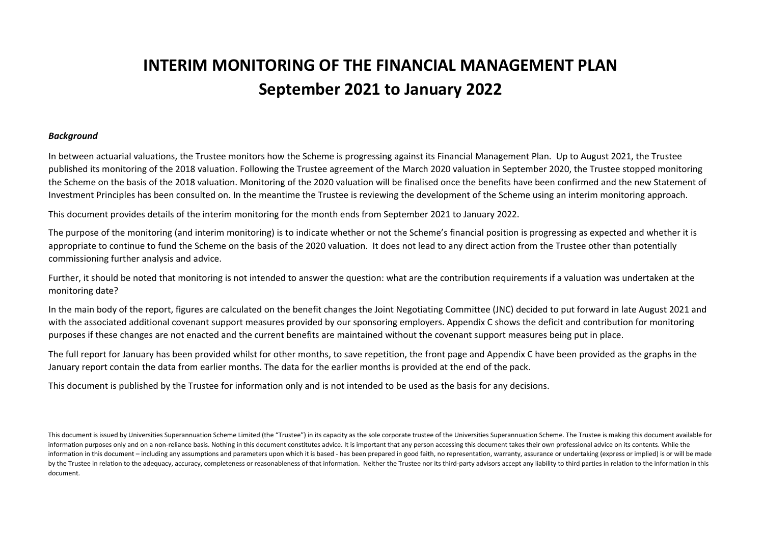# INTERIM MONITORING OF THE FINANCIAL MANAGEMENT PLAN
# September 2021 to January 2022

***Background***

In between actuarial valuations, the Trustee monitors how the Scheme is progressing against its Financial Management Plan. Up to August 2021, the Trustee published its monitoring of the 2018 valuation. Following the Trustee agreement of the March 2020 valuation in September 2020, the Trustee stopped monitoring the Scheme on the basis of the 2018 valuation. Monitoring of the 2020 valuation will be finalised once the benefits have been confirmed and the new Statement of Investment Principles has been consulted on. In the meantime the Trustee is reviewing the development of the Scheme using an interim monitoring approach.

This document provides details of the interim monitoring for the month ends from September 2021 to January 2022.

The purpose of the monitoring (and interim monitoring) is to indicate whether or not the Scheme's financial position is progressing as expected and whether it is appropriate to continue to fund the Scheme on the basis of the 2020 valuation. It does not lead to any direct action from the Trustee other than potentially commissioning further analysis and advice.

Further, it should be noted that monitoring is not intended to answer the question: what are the contribution requirements if a valuation was undertaken at the monitoring date?

In the main body of the report, figures are calculated on the benefit changes the Joint Negotiating Committee (JNC) decided to put forward in late August 2021 and with the associated additional covenant support measures provided by our sponsoring employers. Appendix C shows the deficit and contribution for monitoring purposes if these changes are not enacted and the current benefits are maintained without the covenant support measures being put in place.

The full report for January has been provided whilst for other months, to save repetition, the front page and Appendix C have been provided as the graphs in the January report contain the data from earlier months. The data for the earlier months is provided at the end of the pack.

This document is published by the Trustee for information only and is not intended to be used as the basis for any decisions.

This document is issued by Universities Superannuation Scheme Limited (the "Trustee") in its capacity as the sole corporate trustee of the Universities Superannuation Scheme. The Trustee is making this document available for information purposes only and on a non-reliance basis. Nothing in this document constitutes advice. It is important that any person accessing this document takes their own professional advice on its contents. While the information in this document – including any assumptions and parameters upon which it is based - has been prepared in good faith, no representation, warranty, assurance or undertaking (express or implied) is or will be made by the Trustee in relation to the adequacy, accuracy, completeness or reasonableness of that information. Neither the Trustee nor its third-party advisors accept any liability to third parties in relation to the information in this document.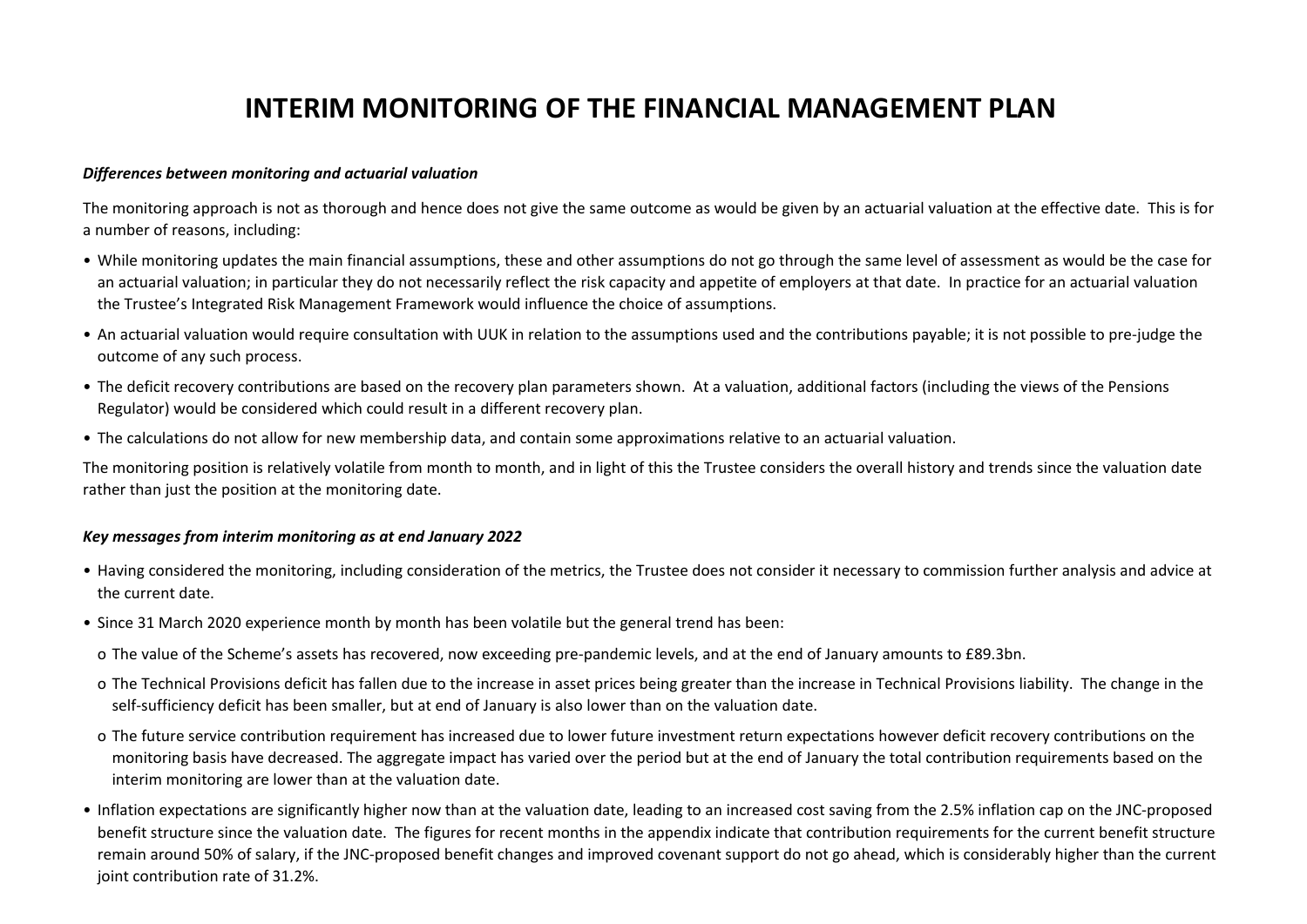# INTERIM MONITORING OF THE FINANCIAL MANAGEMENT PLAN

***Differences between monitoring and actuarial valuation***

The monitoring approach is not as thorough and hence does not give the same outcome as would be given by an actuarial valuation at the effective date. This is for a number of reasons, including:

- While monitoring updates the main financial assumptions, these and other assumptions do not go through the same level of assessment as would be the case for an actuarial valuation; in particular they do not necessarily reflect the risk capacity and appetite of employers at that date. In practice for an actuarial valuation the Trustee's Integrated Risk Management Framework would influence the choice of assumptions.
- An actuarial valuation would require consultation with UUK in relation to the assumptions used and the contributions payable; it is not possible to pre-judge the outcome of any such process.
- The deficit recovery contributions are based on the recovery plan parameters shown. At a valuation, additional factors (including the views of the Pensions Regulator) would be considered which could result in a different recovery plan.
- The calculations do not allow for new membership data, and contain some approximations relative to an actuarial valuation.

The monitoring position is relatively volatile from month to month, and in light of this the Trustee considers the overall history and trends since the valuation date rather than just the position at the monitoring date.

***Key messages from interim monitoring as at end January 2022***

- Having considered the monitoring, including consideration of the metrics, the Trustee does not consider it necessary to commission further analysis and advice at the current date.
- Since 31 March 2020 experience month by month has been volatile but the general trend has been:
  - The value of the Scheme's assets has recovered, now exceeding pre-pandemic levels, and at the end of January amounts to £89.3bn.
  - The Technical Provisions deficit has fallen due to the increase in asset prices being greater than the increase in Technical Provisions liability. The change in the self-sufficiency deficit has been smaller, but at end of January is also lower than on the valuation date.
  - The future service contribution requirement has increased due to lower future investment return expectations however deficit recovery contributions on the monitoring basis have decreased. The aggregate impact has varied over the period but at the end of January the total contribution requirements based on the interim monitoring are lower than at the valuation date.
- Inflation expectations are significantly higher now than at the valuation date, leading to an increased cost saving from the 2.5% inflation cap on the JNC-proposed benefit structure since the valuation date. The figures for recent months in the appendix indicate that contribution requirements for the current benefit structure remain around 50% of salary, if the JNC-proposed benefit changes and improved covenant support do not go ahead, which is considerably higher than the current joint contribution rate of 31.2%.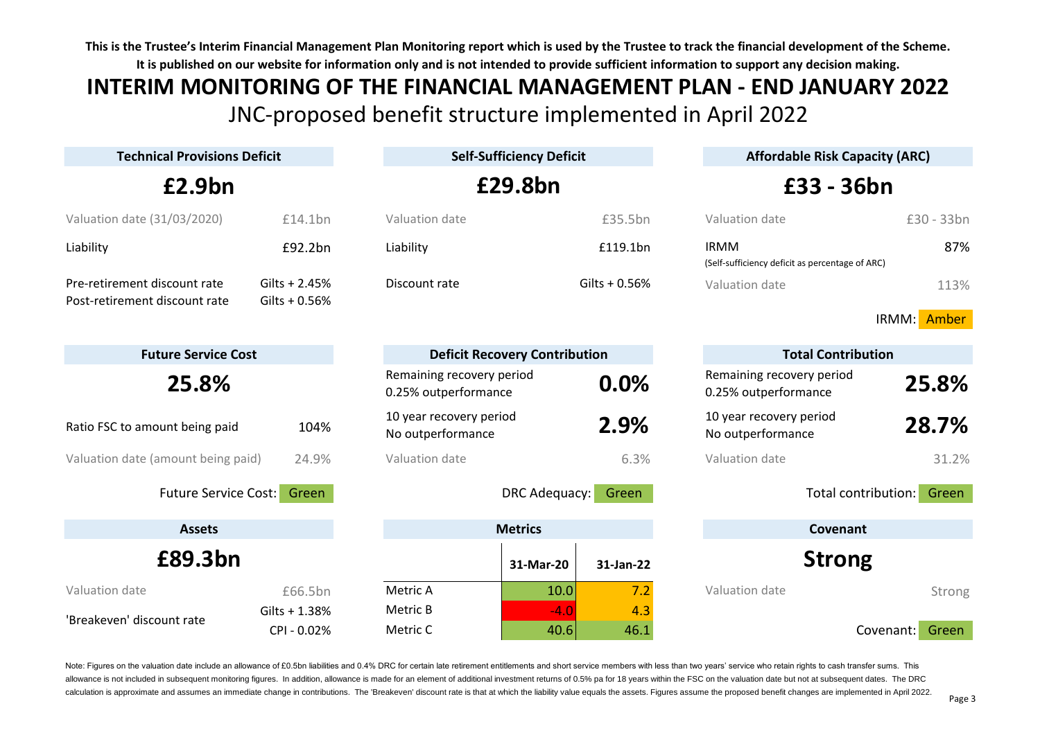**This is the Trustee's Interim Financial Management Plan Monitoring report which is used by the Trustee to track the financial development of the Scheme. It is published on our website for information only and is not intended to provide sufficient information to support any decision making.**

# INTERIM MONITORING OF THE FINANCIAL MANAGEMENT PLAN - END JANUARY 2022

## JNC-proposed benefit structure implemented in April 2022

### Technical Provisions Deficit

**£2.9bn**

| | |
|---|---|
| Valuation date (31/03/2020) | £14.1bn |
| Liability | £92.2bn |
| Pre-retirement discount rate | Gilts + 2.45% |
| Post-retirement discount rate | Gilts + 0.56% |

### Self-Sufficiency Deficit

**£29.8bn**

| | |
|---|---|
| Valuation date | £35.5bn |
| Liability | £119.1bn |
| Discount rate | Gilts + 0.56% |

### Affordable Risk Capacity (ARC)

**£33 - 36bn**

| | |
|---|---|
| Valuation date | £30 - 33bn |
| IRMM (Self-sufficiency deficit as percentage of ARC) | 87% |
| Valuation date | 113% |

IRMM: Amber

### Future Service Cost

**25.8%**

| | |
|---|---|
| Ratio FSC to amount being paid | 104% |
| Valuation date (amount being paid) | 24.9% |

Future Service Cost: Green

### Deficit Recovery Contribution

| | |
|---|---|
| Remaining recovery period 0.25% outperformance | **0.0%** |
| 10 year recovery period No outperformance | **2.9%** |
| Valuation date | 6.3% |

DRC Adequacy: Green

### Total Contribution

| | |
|---|---|
| Remaining recovery period 0.25% outperformance | **25.8%** |
| 10 year recovery period No outperformance | **28.7%** |
| Valuation date | 31.2% |

Total contribution: Green

### Assets

**£89.3bn**

| | |
|---|---|
| Valuation date | £66.5bn |
| 'Breakeven' discount rate | Gilts + 1.38% CPI - 0.02% |

### Metrics

| | 31-Mar-20 | 31-Jan-22 |
|---|---|---|
| Metric A | 10.0 | 7.2 |
| Metric B | -4.0 | 4.3 |
| Metric C | 40.6 | 46.1 |

### Covenant

**Strong**

| | |
|---|---|
| Valuation date | Strong |

Covenant: Green

Note: Figures on the valuation date include an allowance of £0.5bn liabilities and 0.4% DRC for certain late retirement entitlements and short service members with less than two years' service who retain rights to cash transfer sums. This allowance is not included in subsequent monitoring figures. In addition, allowance is made for an element of additional investment returns of 0.5% pa for 18 years within the FSC on the valuation date but not at subsequent dates. The DRC calculation is approximate and assumes an immediate change in contributions. The 'Breakeven' discount rate is that at which the liability value equals the assets. Figures assume the proposed benefit changes are implemented in April 2022.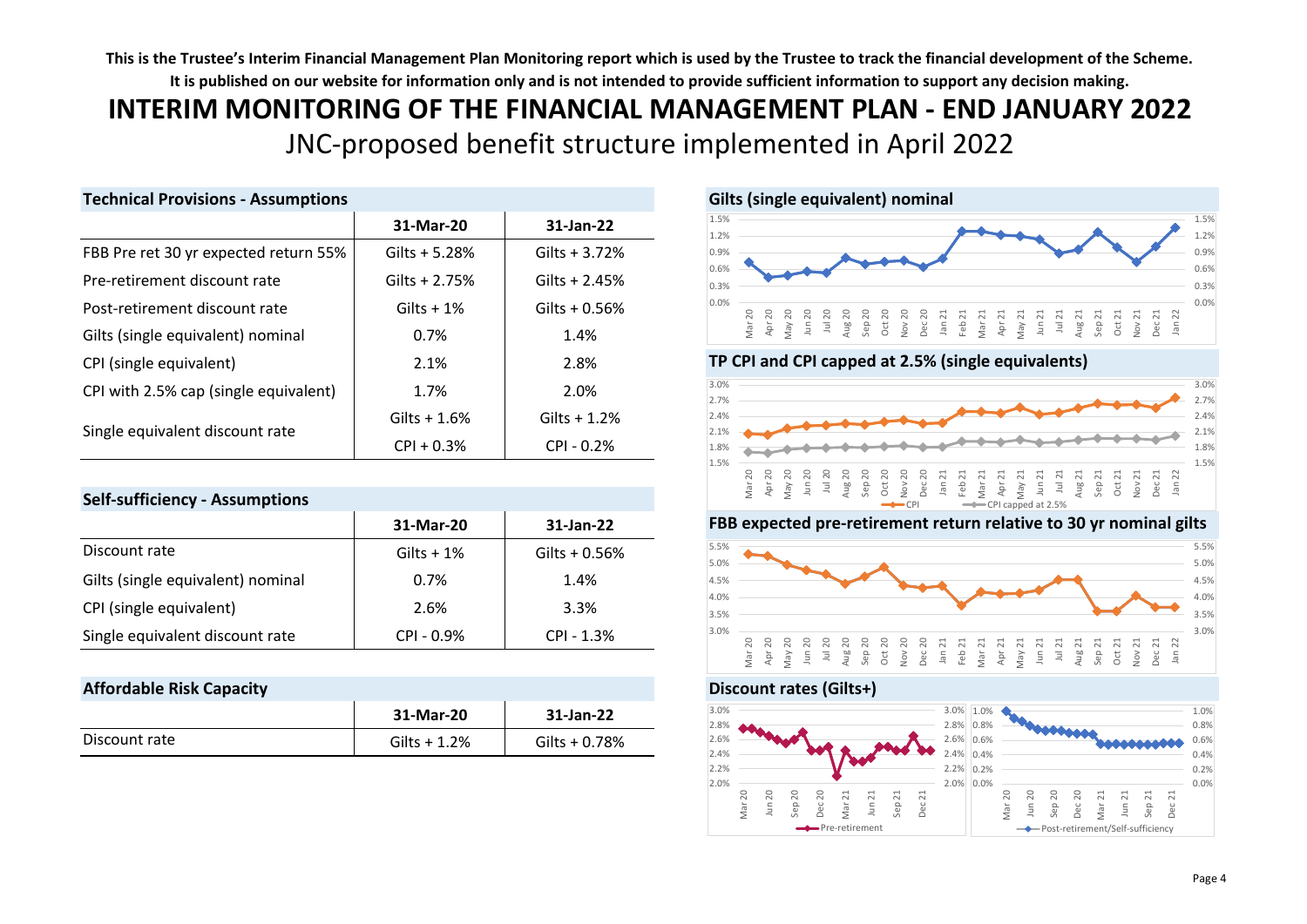**This is the Trustee's Interim Financial Management Plan Monitoring report which is used by the Trustee to track the financial development of the Scheme. It is published on our website for information only and is not intended to provide sufficient information to support any decision making.**

# INTERIM MONITORING OF THE FINANCIAL MANAGEMENT PLAN - END JANUARY 2022

## JNC-proposed benefit structure implemented in April 2022

### Technical Provisions - Assumptions

| | 31-Mar-20 | 31-Jan-22 |
|---|---|---|
| FBB Pre ret 30 yr expected return 55% | Gilts + 5.28% | Gilts + 3.72% |
| Pre-retirement discount rate | Gilts + 2.75% | Gilts + 2.45% |
| Post-retirement discount rate | Gilts + 1% | Gilts + 0.56% |
| Gilts (single equivalent) nominal | 0.7% | 1.4% |
| CPI (single equivalent) | 2.1% | 2.8% |
| CPI with 2.5% cap (single equivalent) | 1.7% | 2.0% |
| Single equivalent discount rate | Gilts + 1.6% | Gilts + 1.2% |
| | CPI + 0.3% | CPI - 0.2% |

### Self-sufficiency - Assumptions

| | 31-Mar-20 | 31-Jan-22 |
|---|---|---|
| Discount rate | Gilts + 1% | Gilts + 0.56% |
| Gilts (single equivalent) nominal | 0.7% | 1.4% |
| CPI (single equivalent) | 2.6% | 3.3% |
| Single equivalent discount rate | CPI - 0.9% | CPI - 1.3% |

### Affordable Risk Capacity

| | 31-Mar-20 | 31-Jan-22 |
|---|---|---|
| Discount rate | Gilts + 1.2% | Gilts + 0.78% |

### Gilts (single equivalent) nominal

### TP CPI and CPI capped at 2.5% (single equivalents)

CPI — CPI capped at 2.5%

### FBB expected pre-retirement return relative to 30 yr nominal gilts

### Discount rates (Gilts+)

Pre-retirement — Post-retirement/Self-sufficiency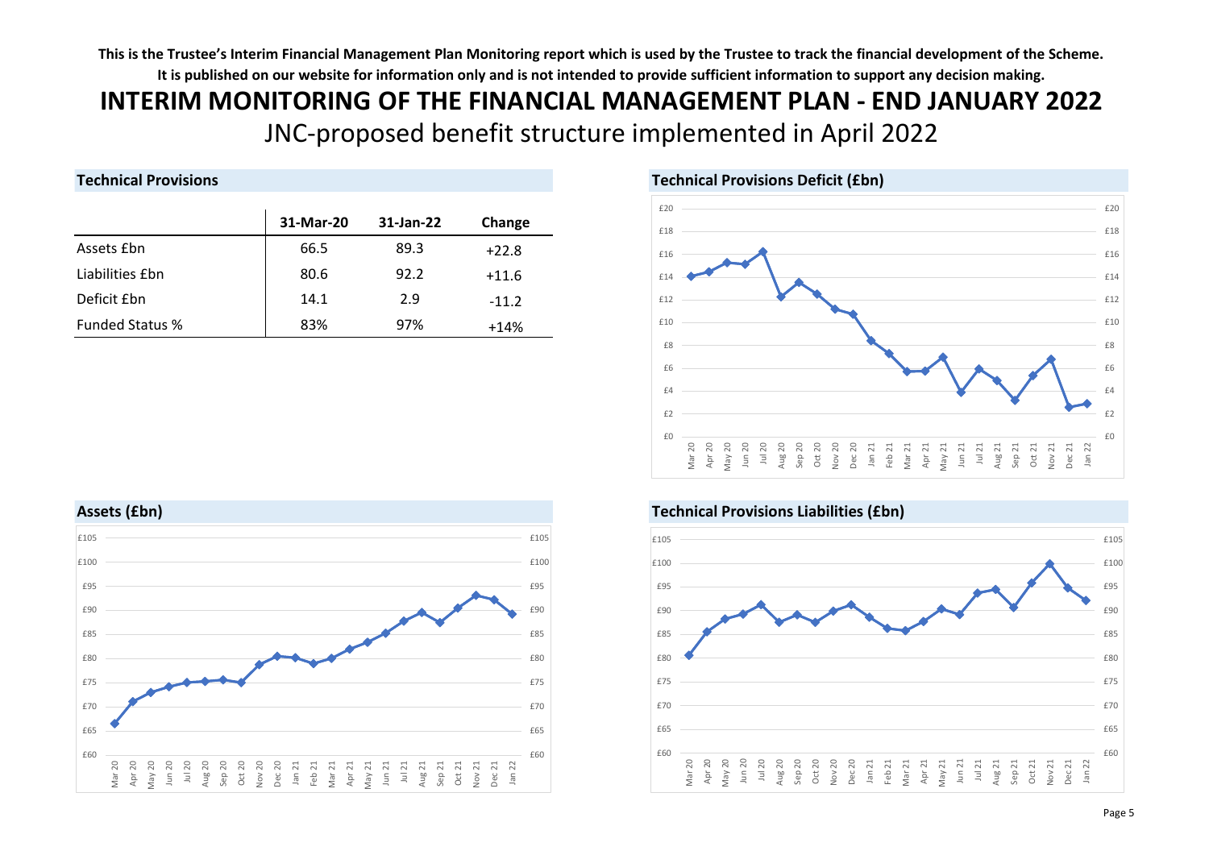**This is the Trustee's Interim Financial Management Plan Monitoring report which is used by the Trustee to track the financial development of the Scheme. It is published on our website for information only and is not intended to provide sufficient information to support any decision making.**

# INTERIM MONITORING OF THE FINANCIAL MANAGEMENT PLAN - END JANUARY 2022

## JNC-proposed benefit structure implemented in April 2022

### Technical Provisions

| | 31-Mar-20 | 31-Jan-22 | Change |
|---|---|---|---|
| Assets £bn | 66.5 | 89.3 | +22.8 |
| Liabilities £bn | 80.6 | 92.2 | +11.6 |
| Deficit £bn | 14.1 | 2.9 | -11.2 |
| Funded Status % | 83% | 97% | +14% |

### Technical Provisions Deficit (£bn)

### Assets (£bn)

### Technical Provisions Liabilities (£bn)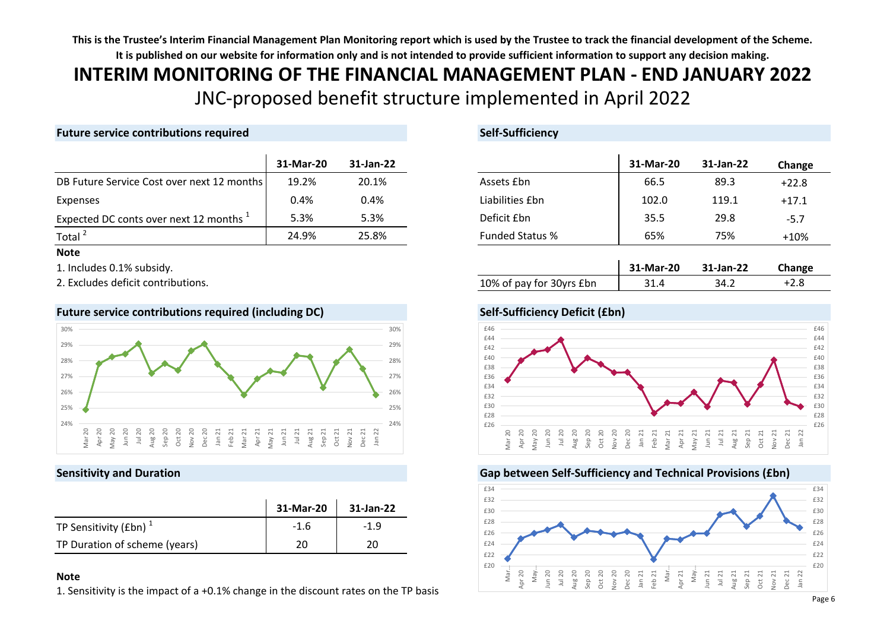**This is the Trustee's Interim Financial Management Plan Monitoring report which is used by the Trustee to track the financial development of the Scheme. It is published on our website for information only and is not intended to provide sufficient information to support any decision making.**

# INTERIM MONITORING OF THE FINANCIAL MANAGEMENT PLAN - END JANUARY 2022

## JNC-proposed benefit structure implemented in April 2022

### Future service contributions required

| | 31-Mar-20 | 31-Jan-22 |
|---|---|---|
| DB Future Service Cost over next 12 months | 19.2% | 20.1% |
| Expenses | 0.4% | 0.4% |
| Expected DC conts over next 12 months [1] | 5.3% | 5.3% |
| Total [2] | 24.9% | 25.8% |

**Note**

1. Includes 0.1% subsidy.
2. Excludes deficit contributions.

### Future service contributions required (including DC)

### Sensitivity and Duration

| | 31-Mar-20 | 31-Jan-22 |
|---|---|---|
| TP Sensitivity (£bn) [1] | -1.6 | -1.9 |
| TP Duration of scheme (years) | 20 | 20 |

**Note**

1. Sensitivity is the impact of a +0.1% change in the discount rates on the TP basis

### Self-Sufficiency

| | 31-Mar-20 | 31-Jan-22 | Change |
|---|---|---|---|
| Assets £bn | 66.5 | 89.3 | +22.8 |
| Liabilities £bn | 102.0 | 119.1 | +17.1 |
| Deficit £bn | 35.5 | 29.8 | -5.7 |
| Funded Status % | 65% | 75% | +10% |

| | 31-Mar-20 | 31-Jan-22 | Change |
|---|---|---|---|
| 10% of pay for 30yrs £bn | 31.4 | 34.2 | +2.8 |

### Self-Sufficiency Deficit (£bn)

### Gap between Self-Sufficiency and Technical Provisions (£bn)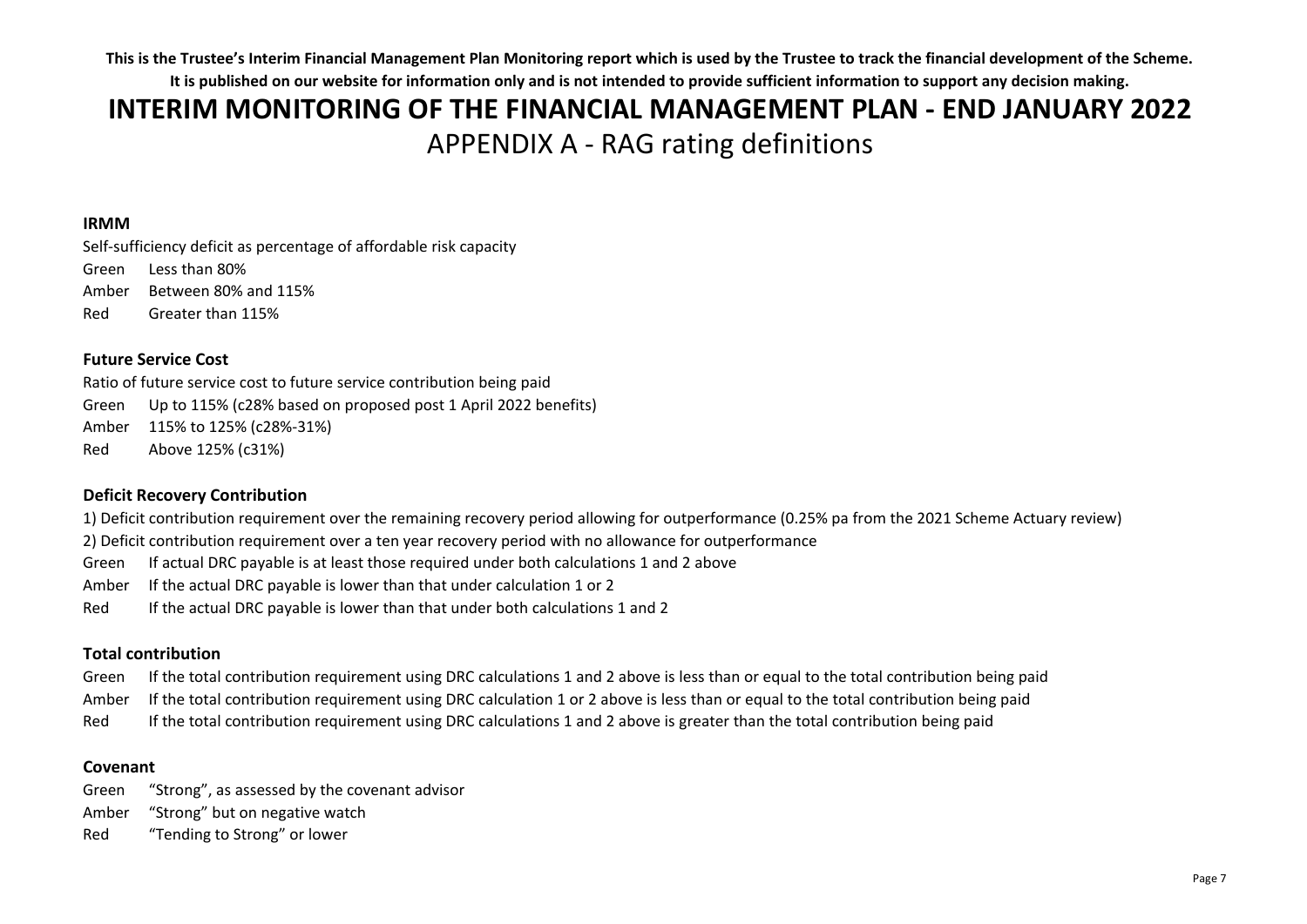**This is the Trustee's Interim Financial Management Plan Monitoring report which is used by the Trustee to track the financial development of the Scheme. It is published on our website for information only and is not intended to provide sufficient information to support any decision making.**

# INTERIM MONITORING OF THE FINANCIAL MANAGEMENT PLAN - END JANUARY 2022

## APPENDIX A - RAG rating definitions

**IRMM**

Self-sufficiency deficit as percentage of affordable risk capacity

| | |
|---|---|
| Green | Less than 80% |
| Amber | Between 80% and 115% |
| Red | Greater than 115% |

**Future Service Cost**

Ratio of future service cost to future service contribution being paid

| | |
|---|---|
| Green | Up to 115% (c28% based on proposed post 1 April 2022 benefits) |
| Amber | 115% to 125% (c28%-31%) |
| Red | Above 125% (c31%) |

**Deficit Recovery Contribution**

1) Deficit contribution requirement over the remaining recovery period allowing for outperformance (0.25% pa from the 2021 Scheme Actuary review)

2) Deficit contribution requirement over a ten year recovery period with no allowance for outperformance

| | |
|---|---|
| Green | If actual DRC payable is at least those required under both calculations 1 and 2 above |
| Amber | If the actual DRC payable is lower than that under calculation 1 or 2 |
| Red | If the actual DRC payable is lower than that under both calculations 1 and 2 |

**Total contribution**

| | |
|---|---|
| Green | If the total contribution requirement using DRC calculations 1 and 2 above is less than or equal to the total contribution being paid |
| Amber | If the total contribution requirement using DRC calculation 1 or 2 above is less than or equal to the total contribution being paid |
| Red | If the total contribution requirement using DRC calculations 1 and 2 above is greater than the total contribution being paid |

**Covenant**

| | |
|---|---|
| Green | "Strong", as assessed by the covenant advisor |
| Amber | "Strong" but on negative watch |
| Red | "Tending to Strong" or lower |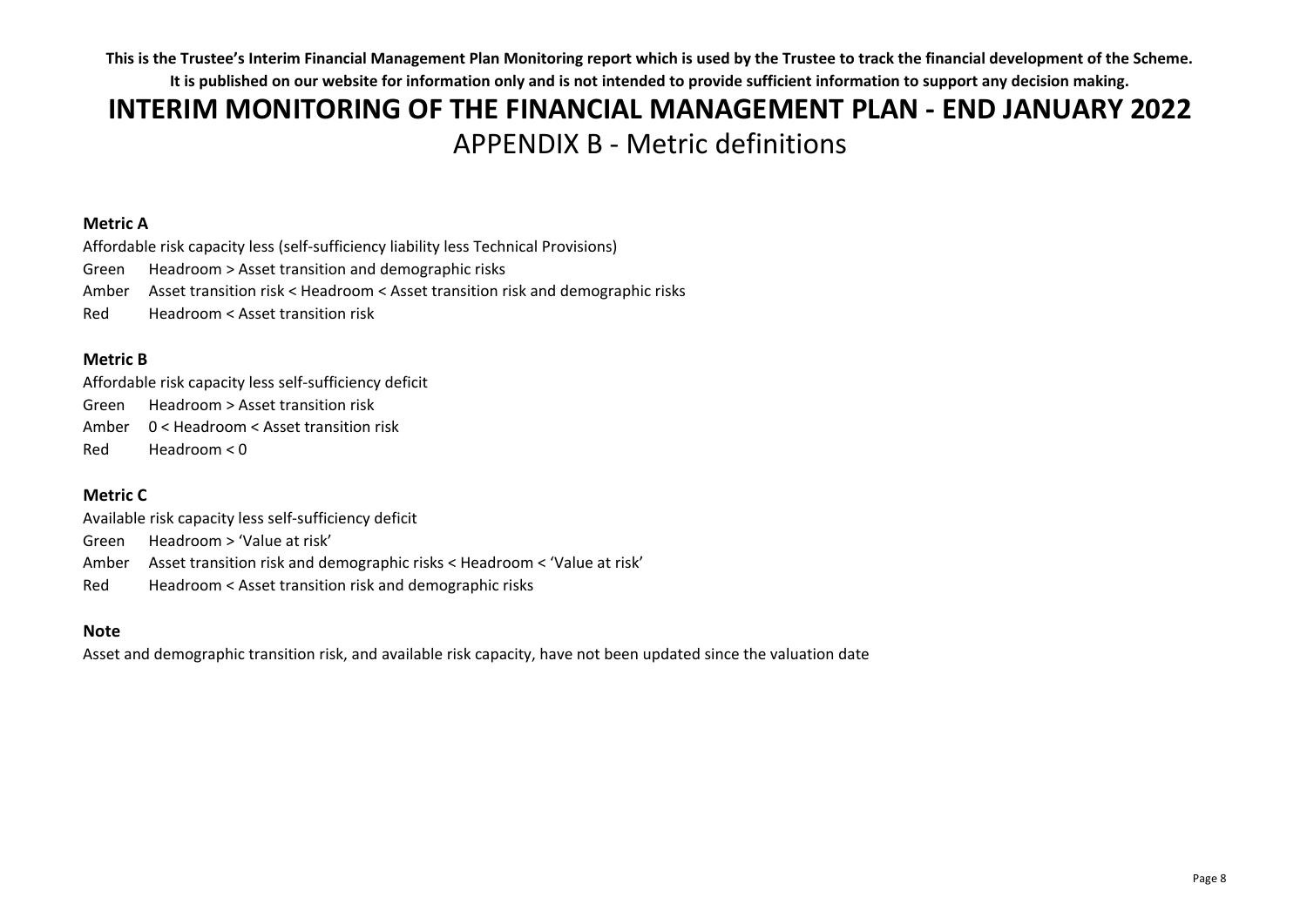**This is the Trustee's Interim Financial Management Plan Monitoring report which is used by the Trustee to track the financial development of the Scheme. It is published on our website for information only and is not intended to provide sufficient information to support any decision making.**

# INTERIM MONITORING OF THE FINANCIAL MANAGEMENT PLAN - END JANUARY 2022

## APPENDIX B - Metric definitions

### Metric A

Affordable risk capacity less (self-sufficiency liability less Technical Provisions)

Green  Headroom > Asset transition and demographic risks

Amber  Asset transition risk < Headroom < Asset transition risk and demographic risks

Red  Headroom < Asset transition risk

### Metric B

Affordable risk capacity less self-sufficiency deficit

Green  Headroom > Asset transition risk

Amber  0 < Headroom < Asset transition risk

Red  Headroom < 0

### Metric C

Available risk capacity less self-sufficiency deficit

Green  Headroom > 'Value at risk'

Amber  Asset transition risk and demographic risks < Headroom < 'Value at risk'

Red  Headroom < Asset transition risk and demographic risks

### Note

Asset and demographic transition risk, and available risk capacity, have not been updated since the valuation date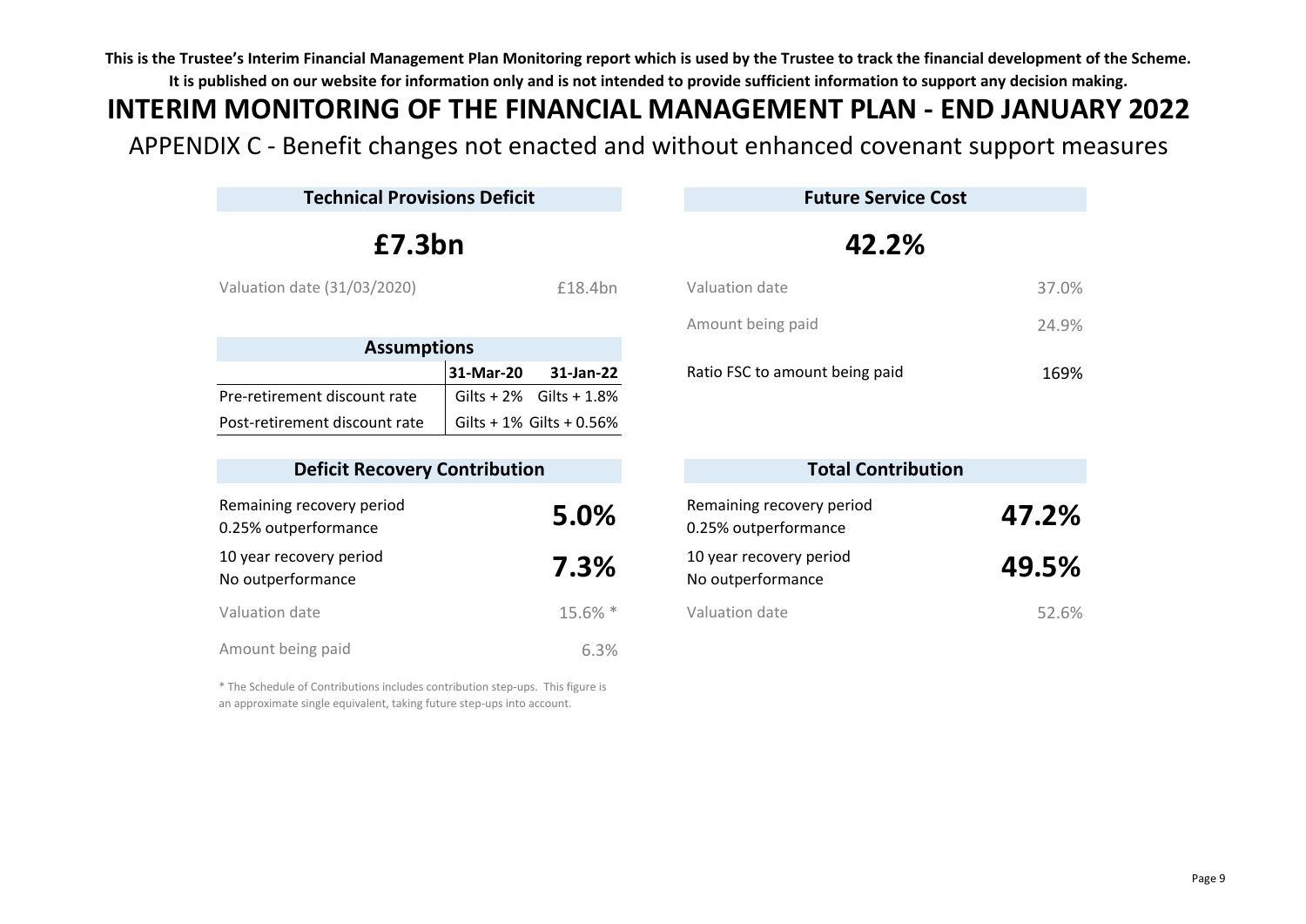**This is the Trustee's Interim Financial Management Plan Monitoring report which is used by the Trustee to track the financial development of the Scheme. It is published on our website for information only and is not intended to provide sufficient information to support any decision making.**

# INTERIM MONITORING OF THE FINANCIAL MANAGEMENT PLAN - END JANUARY 2022

## APPENDIX C - Benefit changes not enacted and without enhanced covenant support measures

### Technical Provisions Deficit

**£7.3bn**

| | |
|---|---|
| Valuation date (31/03/2020) | £18.4bn |

### Assumptions

| | 31-Mar-20 | 31-Jan-22 |
|---|---|---|
| Pre-retirement discount rate | Gilts + 2% | Gilts + 1.8% |
| Post-retirement discount rate | Gilts + 1% | Gilts + 0.56% |

### Future Service Cost

**42.2%**

| | |
|---|---|
| Valuation date | 37.0% |
| Amount being paid | 24.9% |
| Ratio FSC to amount being paid | 169% |

### Deficit Recovery Contribution

| | |
|---|---|
| Remaining recovery period<br>0.25% outperformance | **5.0%** |
| 10 year recovery period<br>No outperformance | **7.3%** |
| Valuation date | 15.6% * |
| Amount being paid | 6.3% |

\* The Schedule of Contributions includes contribution step-ups. This figure is an approximate single equivalent, taking future step-ups into account.

### Total Contribution

| | |
|---|---|
| Remaining recovery period<br>0.25% outperformance | **47.2%** |
| 10 year recovery period<br>No outperformance | **49.5%** |
| Valuation date | 52.6% |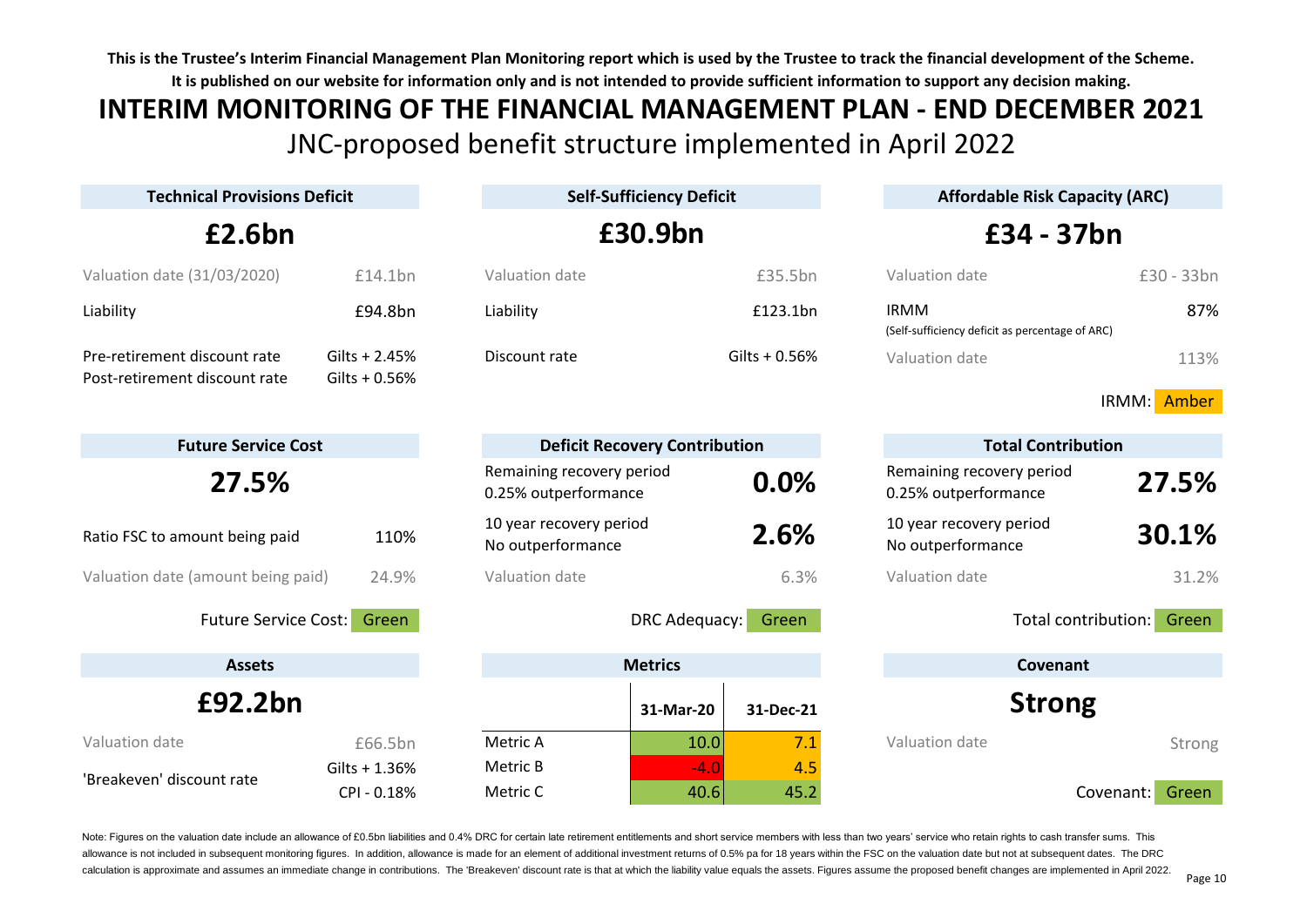**This is the Trustee's Interim Financial Management Plan Monitoring report which is used by the Trustee to track the financial development of the Scheme. It is published on our website for information only and is not intended to provide sufficient information to support any decision making.**

# INTERIM MONITORING OF THE FINANCIAL MANAGEMENT PLAN - END DECEMBER 2021

## JNC-proposed benefit structure implemented in April 2022

### Technical Provisions Deficit

**£2.6bn**

| | |
|---|---|
| Valuation date (31/03/2020) | £14.1bn |
| Liability | £94.8bn |
| Pre-retirement discount rate | Gilts + 2.45% |
| Post-retirement discount rate | Gilts + 0.56% |

### Self-Sufficiency Deficit

**£30.9bn**

| | |
|---|---|
| Valuation date | £35.5bn |
| Liability | £123.1bn |
| Discount rate | Gilts + 0.56% |

### Affordable Risk Capacity (ARC)

**£34 - 37bn**

| | |
|---|---|
| Valuation date | £30 - 33bn |
| IRMM (Self-sufficiency deficit as percentage of ARC) | 87% |
| Valuation date | 113% |

IRMM: Amber

### Future Service Cost

**27.5%**

| | |
|---|---|
| Ratio FSC to amount being paid | 110% |
| Valuation date (amount being paid) | 24.9% |

Future Service Cost: Green

### Deficit Recovery Contribution

| | |
|---|---|
| Remaining recovery period, 0.25% outperformance | **0.0%** |
| 10 year recovery period, No outperformance | **2.6%** |
| Valuation date | 6.3% |

DRC Adequacy: Green

### Total Contribution

| | |
|---|---|
| Remaining recovery period, 0.25% outperformance | **27.5%** |
| 10 year recovery period, No outperformance | **30.1%** |
| Valuation date | 31.2% |

Total contribution: Green

### Assets

**£92.2bn**

| | |
|---|---|
| Valuation date | £66.5bn |
| 'Breakeven' discount rate | Gilts + 1.36% / CPI - 0.18% |

### Metrics

| | 31-Mar-20 | 31-Dec-21 |
|---|---|---|
| Metric A | 10.0 | 7.1 |
| Metric B | -4.0 | 4.5 |
| Metric C | 40.6 | 45.2 |

### Covenant

**Strong**

| | |
|---|---|
| Valuation date | Strong |

Covenant: Green

Note: Figures on the valuation date include an allowance of £0.5bn liabilities and 0.4% DRC for certain late retirement entitlements and short service members with less than two years' service who retain rights to cash transfer sums. This allowance is not included in subsequent monitoring figures. In addition, allowance is made for an element of additional investment returns of 0.5% pa for 18 years within the FSC on the valuation date but not at subsequent dates. The DRC calculation is approximate and assumes an immediate change in contributions. The 'Breakeven' discount rate is that at which the liability value equals the assets. Figures assume the proposed benefit changes are implemented in April 2022.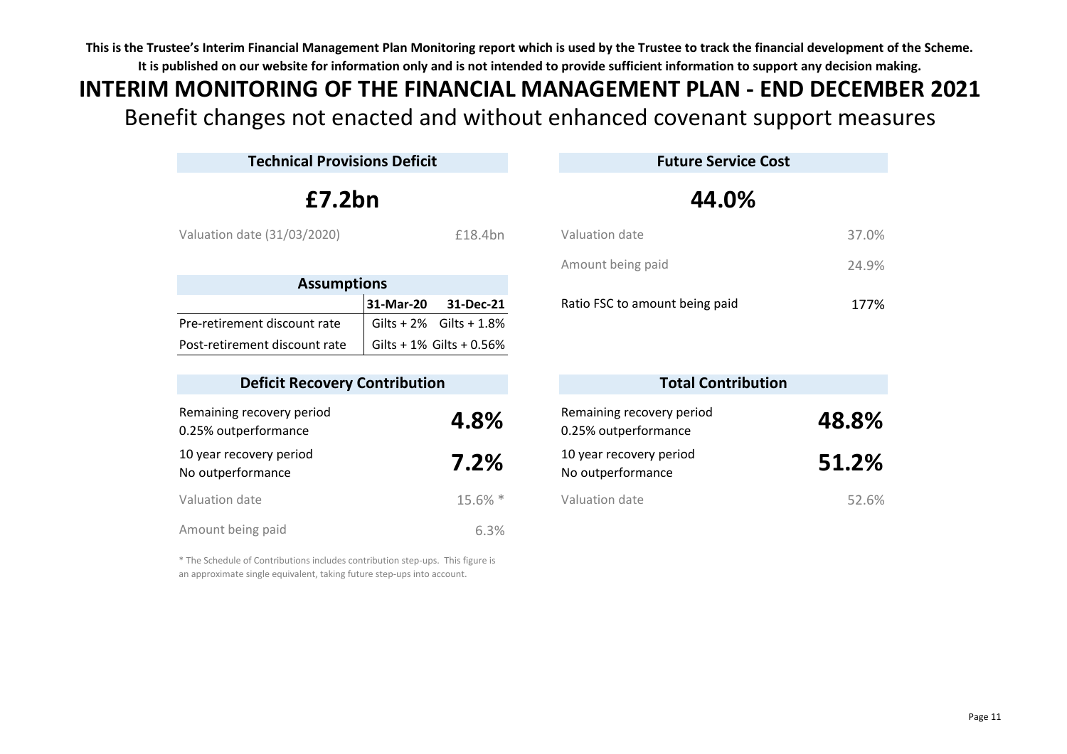**This is the Trustee's Interim Financial Management Plan Monitoring report which is used by the Trustee to track the financial development of the Scheme. It is published on our website for information only and is not intended to provide sufficient information to support any decision making.**

# INTERIM MONITORING OF THE FINANCIAL MANAGEMENT PLAN - END DECEMBER 2021

## Benefit changes not enacted and without enhanced covenant support measures

### Technical Provisions Deficit

**£7.2bn**

| | |
|---|---|
| Valuation date (31/03/2020) | £18.4bn |

### Assumptions

| | 31-Mar-20 | 31-Dec-21 |
|---|---|---|
| Pre-retirement discount rate | Gilts + 2% | Gilts + 1.8% |
| Post-retirement discount rate | Gilts + 1% | Gilts + 0.56% |

### Future Service Cost

**44.0%**

| | |
|---|---|
| Valuation date | 37.0% |
| Amount being paid | 24.9% |
| Ratio FSC to amount being paid | 177% |

### Deficit Recovery Contribution

| | |
|---|---|
| Remaining recovery period<br>0.25% outperformance | **4.8%** |
| 10 year recovery period<br>No outperformance | **7.2%** |
| Valuation date | 15.6% * |
| Amount being paid | 6.3% |

\* The Schedule of Contributions includes contribution step-ups. This figure is an approximate single equivalent, taking future step-ups into account.

### Total Contribution

| | |
|---|---|
| Remaining recovery period<br>0.25% outperformance | **48.8%** |
| 10 year recovery period<br>No outperformance | **51.2%** |
| Valuation date | 52.6% |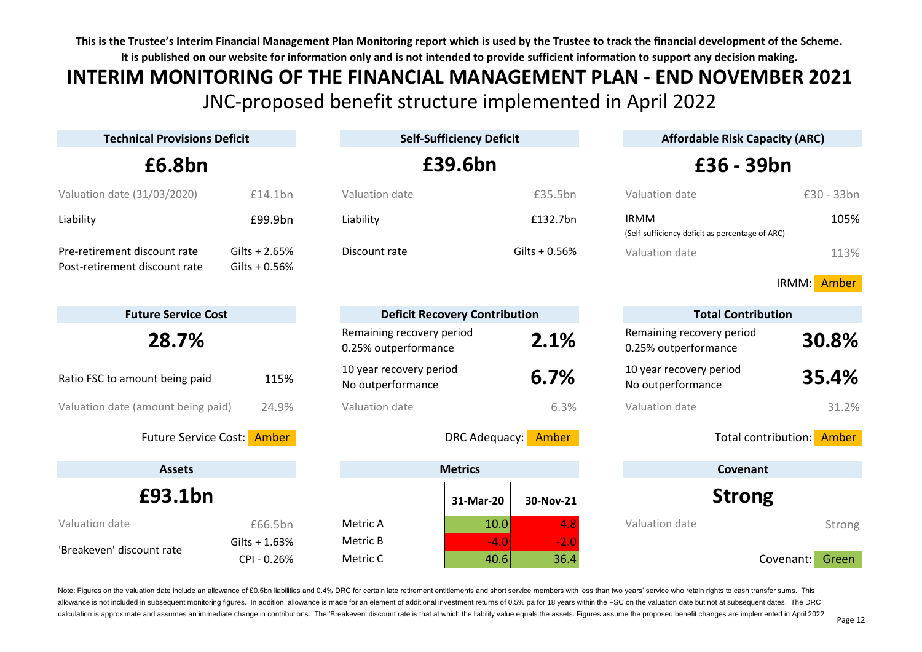**This is the Trustee's Interim Financial Management Plan Monitoring report which is used by the Trustee to track the financial development of the Scheme. It is published on our website for information only and is not intended to provide sufficient information to support any decision making.**

# INTERIM MONITORING OF THE FINANCIAL MANAGEMENT PLAN - END NOVEMBER 2021

## JNC-proposed benefit structure implemented in April 2022

### Technical Provisions Deficit

**£6.8bn**

| | |
|---|---|
| Valuation date (31/03/2020) | £14.1bn |
| Liability | £99.9bn |
| Pre-retirement discount rate | Gilts + 2.65% |
| Post-retirement discount rate | Gilts + 0.56% |

### Self-Sufficiency Deficit

**£39.6bn**

| | |
|---|---|
| Valuation date | £35.5bn |
| Liability | £132.7bn |
| Discount rate | Gilts + 0.56% |

### Affordable Risk Capacity (ARC)

**£36 - 39bn**

| | |
|---|---|
| Valuation date | £30 - 33bn |
| IRMM (Self-sufficiency deficit as percentage of ARC) | 105% |
| Valuation date | 113% |

IRMM: Amber

### Future Service Cost

**28.7%**

| | |
|---|---|
| Ratio FSC to amount being paid | 115% |
| Valuation date (amount being paid) | 24.9% |

Future Service Cost: Amber

### Deficit Recovery Contribution

| | |
|---|---|
| Remaining recovery period 0.25% outperformance | **2.1%** |
| 10 year recovery period No outperformance | **6.7%** |
| Valuation date | 6.3% |

DRC Adequacy: Amber

### Total Contribution

| | |
|---|---|
| Remaining recovery period 0.25% outperformance | **30.8%** |
| 10 year recovery period No outperformance | **35.4%** |
| Valuation date | 31.2% |

Total contribution: Amber

### Assets

**£93.1bn**

| | |
|---|---|
| Valuation date | £66.5bn |
| 'Breakeven' discount rate | Gilts + 1.63% CPI - 0.26% |

### Metrics

| | 31-Mar-20 | 30-Nov-21 |
|---|---|---|
| Metric A | 10.0 | 4.8 |
| Metric B | -4.0 | -2.0 |
| Metric C | 40.6 | 36.4 |

### Covenant

**Strong**

| | |
|---|---|
| Valuation date | Strong |

Covenant: Green

Note: Figures on the valuation date include an allowance of £0.5bn liabilities and 0.4% DRC for certain late retirement entitlements and short service members with less than two years' service who retain rights to cash transfer sums. This allowance is not included in subsequent monitoring figures. In addition, allowance is made for an element of additional investment returns of 0.5% pa for 18 years within the FSC on the valuation date but not at subsequent dates. The DRC calculation is approximate and assumes an immediate change in contributions. The 'Breakeven' discount rate is that at which the liability value equals the assets. Figures assume the proposed benefit changes are implemented in April 2022.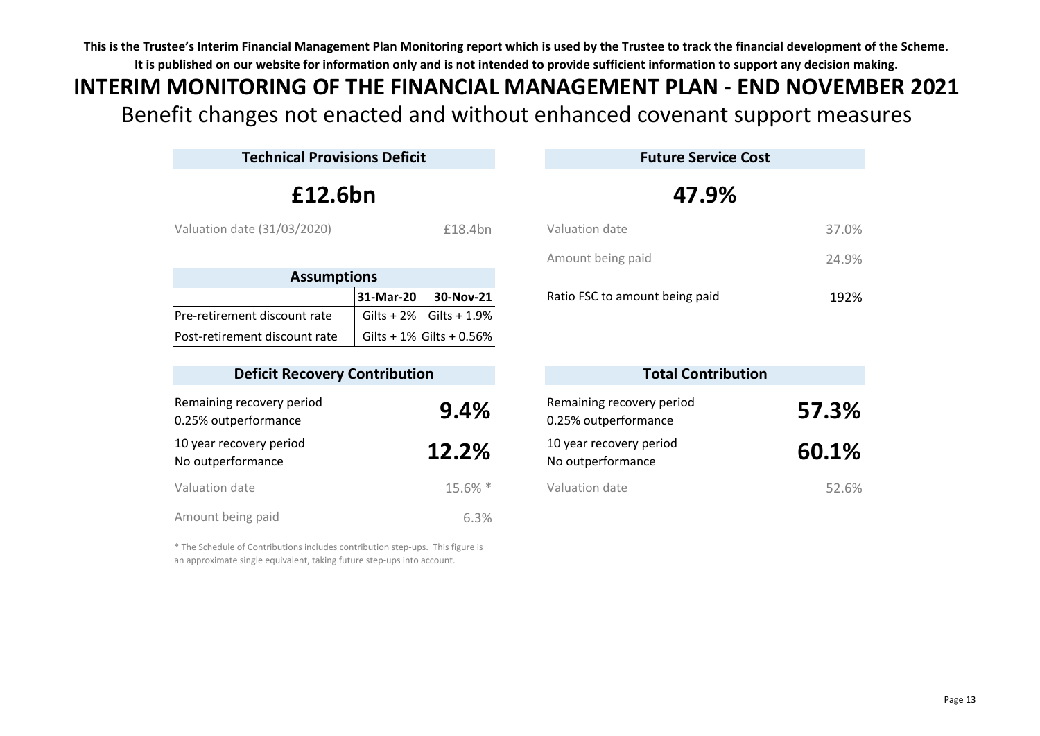**This is the Trustee's Interim Financial Management Plan Monitoring report which is used by the Trustee to track the financial development of the Scheme. It is published on our website for information only and is not intended to provide sufficient information to support any decision making.**

# INTERIM MONITORING OF THE FINANCIAL MANAGEMENT PLAN - END NOVEMBER 2021

## Benefit changes not enacted and without enhanced covenant support measures

### Technical Provisions Deficit

**£12.6bn**

| | |
|---|---|
| Valuation date (31/03/2020) | £18.4bn |

### Assumptions

| | 31-Mar-20 | 30-Nov-21 |
|---|---|---|
| Pre-retirement discount rate | Gilts + 2% | Gilts + 1.9% |
| Post-retirement discount rate | Gilts + 1% | Gilts + 0.56% |

### Deficit Recovery Contribution

| | |
|---|---|
| Remaining recovery period<br>0.25% outperformance | **9.4%** |
| 10 year recovery period<br>No outperformance | **12.2%** |
| Valuation date | 15.6% * |
| Amount being paid | 6.3% |

\* The Schedule of Contributions includes contribution step-ups. This figure is an approximate single equivalent, taking future step-ups into account.

### Future Service Cost

**47.9%**

| | |
|---|---|
| Valuation date | 37.0% |
| Amount being paid | 24.9% |
| Ratio FSC to amount being paid | 192% |

### Total Contribution

| | |
|---|---|
| Remaining recovery period<br>0.25% outperformance | **57.3%** |
| 10 year recovery period<br>No outperformance | **60.1%** |
| Valuation date | 52.6% |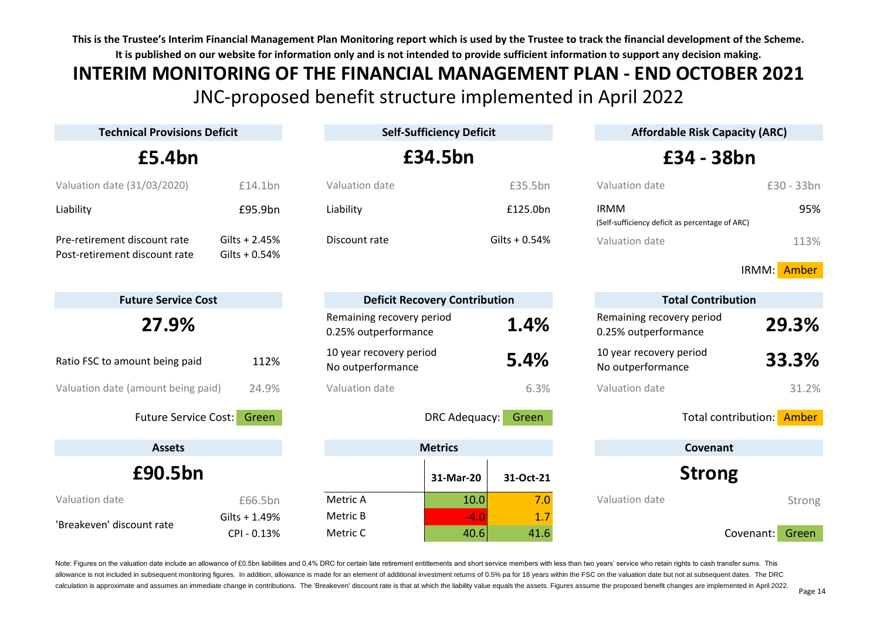**This is the Trustee's Interim Financial Management Plan Monitoring report which is used by the Trustee to track the financial development of the Scheme. It is published on our website for information only and is not intended to provide sufficient information to support any decision making.**

# INTERIM MONITORING OF THE FINANCIAL MANAGEMENT PLAN - END OCTOBER 2021

## JNC-proposed benefit structure implemented in April 2022

### Technical Provisions Deficit

**£5.4bn**

| | |
|---|---|
| Valuation date (31/03/2020) | £14.1bn |
| Liability | £95.9bn |
| Pre-retirement discount rate | Gilts + 2.45% |
| Post-retirement discount rate | Gilts + 0.54% |

### Self-Sufficiency Deficit

**£34.5bn**

| | |
|---|---|
| Valuation date | £35.5bn |
| Liability | £125.0bn |
| Discount rate | Gilts + 0.54% |

### Affordable Risk Capacity (ARC)

**£34 - 38bn**

| | |
|---|---|
| Valuation date | £30 - 33bn |
| IRMM (Self-sufficiency deficit as percentage of ARC) | 95% |
| Valuation date | 113% |

IRMM: Amber

### Future Service Cost

**27.9%**

| | |
|---|---|
| Ratio FSC to amount being paid | 112% |
| Valuation date (amount being paid) | 24.9% |

Future Service Cost: Green

### Deficit Recovery Contribution

| | |
|---|---|
| Remaining recovery period 0.25% outperformance | **1.4%** |
| 10 year recovery period No outperformance | **5.4%** |
| Valuation date | 6.3% |

DRC Adequacy: Green

### Total Contribution

| | |
|---|---|
| Remaining recovery period 0.25% outperformance | **29.3%** |
| 10 year recovery period No outperformance | **33.3%** |
| Valuation date | 31.2% |

Total contribution: Amber

### Assets

**£90.5bn**

| | |
|---|---|
| Valuation date | £66.5bn |
| 'Breakeven' discount rate | Gilts + 1.49% CPI - 0.13% |

### Metrics

| | 31-Mar-20 | 31-Oct-21 |
|---|---|---|
| Metric A | 10.0 | 7.0 |
| Metric B | -4.0 | 1.7 |
| Metric C | 40.6 | 41.6 |

### Covenant

**Strong**

| | |
|---|---|
| Valuation date | Strong |

Covenant: Green

Note: Figures on the valuation date include an allowance of £0.5bn liabilities and 0.4% DRC for certain late retirement entitlements and short service members with less than two years' service who retain rights to cash transfer sums. This allowance is not included in subsequent monitoring figures. In addition, allowance is made for an element of additional investment returns of 0.5% pa for 18 years within the FSC on the valuation date but not at subsequent dates. The DRC calculation is approximate and assumes an immediate change in contributions. The 'Breakeven' discount rate is that at which the liability value equals the assets. Figures assume the proposed benefit changes are implemented in April 2022.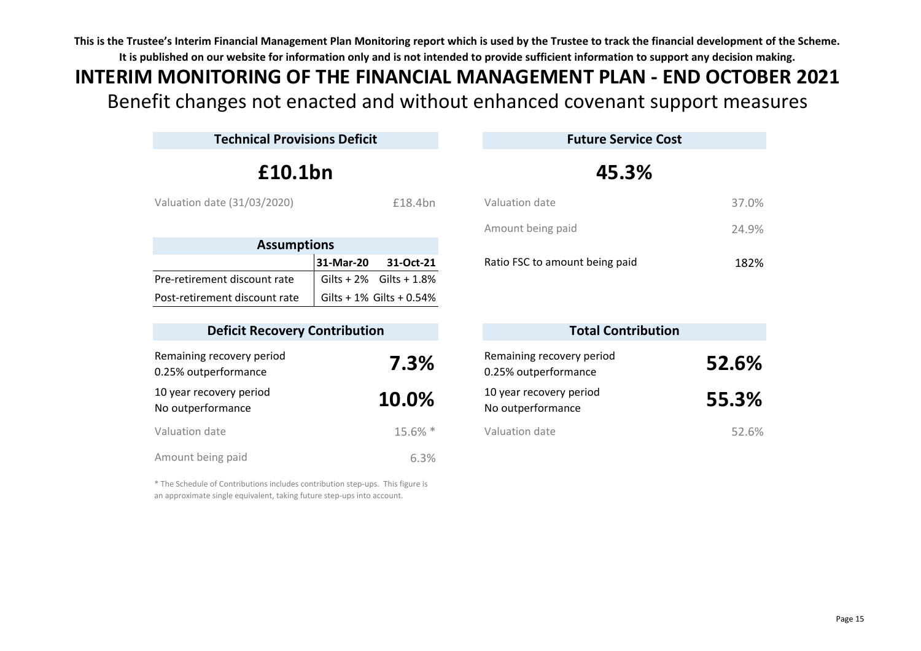**This is the Trustee's Interim Financial Management Plan Monitoring report which is used by the Trustee to track the financial development of the Scheme. It is published on our website for information only and is not intended to provide sufficient information to support any decision making.**

# INTERIM MONITORING OF THE FINANCIAL MANAGEMENT PLAN - END OCTOBER 2021

## Benefit changes not enacted and without enhanced covenant support measures

### Technical Provisions Deficit

**£10.1bn**

| | |
|---|---|
| Valuation date (31/03/2020) | £18.4bn |

### Assumptions

| | 31-Mar-20 | 31-Oct-21 |
|---|---|---|
| Pre-retirement discount rate | Gilts + 2% | Gilts + 1.8% |
| Post-retirement discount rate | Gilts + 1% | Gilts + 0.54% |

### Future Service Cost

**45.3%**

| | |
|---|---|
| Valuation date | 37.0% |
| Amount being paid | 24.9% |
| Ratio FSC to amount being paid | 182% |

### Deficit Recovery Contribution

| | |
|---|---|
| Remaining recovery period<br>0.25% outperformance | **7.3%** |
| 10 year recovery period<br>No outperformance | **10.0%** |
| Valuation date | 15.6% * |
| Amount being paid | 6.3% |

\* The Schedule of Contributions includes contribution step-ups. This figure is an approximate single equivalent, taking future step-ups into account.

### Total Contribution

| | |
|---|---|
| Remaining recovery period<br>0.25% outperformance | **52.6%** |
| 10 year recovery period<br>No outperformance | **55.3%** |
| Valuation date | 52.6% |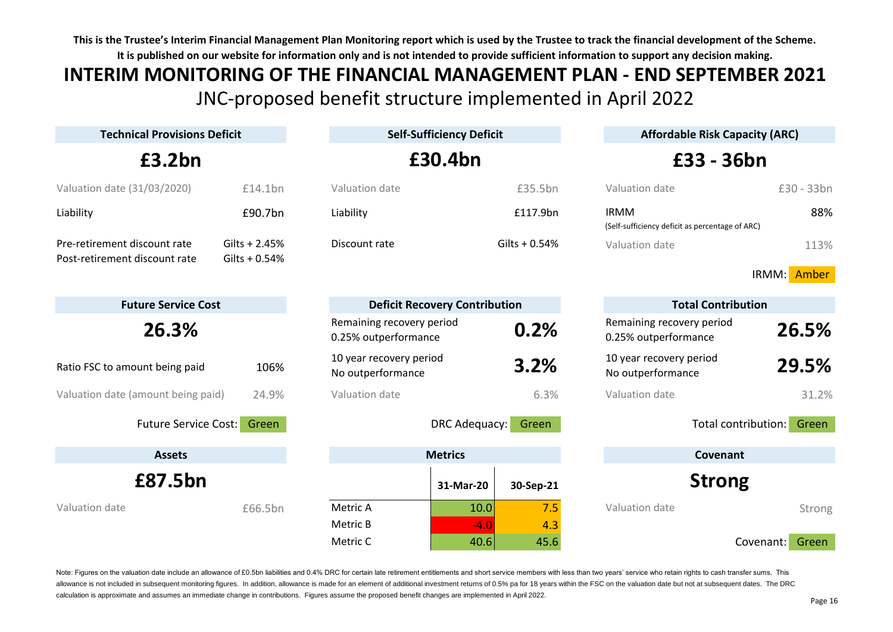**This is the Trustee's Interim Financial Management Plan Monitoring report which is used by the Trustee to track the financial development of the Scheme. It is published on our website for information only and is not intended to provide sufficient information to support any decision making.**

# INTERIM MONITORING OF THE FINANCIAL MANAGEMENT PLAN - END SEPTEMBER 2021

## JNC-proposed benefit structure implemented in April 2022

### Technical Provisions Deficit

**£3.2bn**

| | |
|---|---|
| Valuation date (31/03/2020) | £14.1bn |
| Liability | £90.7bn |
| Pre-retirement discount rate | Gilts + 2.45% |
| Post-retirement discount rate | Gilts + 0.54% |

### Self-Sufficiency Deficit

**£30.4bn**

| | |
|---|---|
| Valuation date | £35.5bn |
| Liability | £117.9bn |
| Discount rate | Gilts + 0.54% |

### Affordable Risk Capacity (ARC)

**£33 - 36bn**

| | |
|---|---|
| Valuation date | £30 - 33bn |
| IRMM (Self-sufficiency deficit as percentage of ARC) | 88% |
| Valuation date | 113% |

IRMM: Amber

### Future Service Cost

**26.3%**

| | |
|---|---|
| Ratio FSC to amount being paid | 106% |
| Valuation date (amount being paid) | 24.9% |

Future Service Cost: Green

### Deficit Recovery Contribution

| | |
|---|---|
| Remaining recovery period 0.25% outperformance | **0.2%** |
| 10 year recovery period No outperformance | **3.2%** |
| Valuation date | 6.3% |

DRC Adequacy: Green

### Total Contribution

| | |
|---|---|
| Remaining recovery period 0.25% outperformance | **26.5%** |
| 10 year recovery period No outperformance | **29.5%** |
| Valuation date | 31.2% |

Total contribution: Green

### Assets

**£87.5bn**

| | |
|---|---|
| Valuation date | £66.5bn |

### Metrics

| | 31-Mar-20 | 30-Sep-21 |
|---|---|---|
| Metric A | 10.0 | 7.5 |
| Metric B | -4.0 | 4.3 |
| Metric C | 40.6 | 45.6 |

### Covenant

**Strong**

| | |
|---|---|
| Valuation date | Strong |

Covenant: Green

Note: Figures on the valuation date include an allowance of £0.5bn liabilities and 0.4% DRC for certain late retirement entitlements and short service members with less than two years' service who retain rights to cash transfer sums. This allowance is not included in subsequent monitoring figures. In addition, allowance is made for an element of additional investment returns of 0.5% pa for 18 years within the FSC on the valuation date but not at subsequent dates. The DRC calculation is approximate and assumes an immediate change in contributions. Figures assume the proposed benefit changes are implemented in April 2022.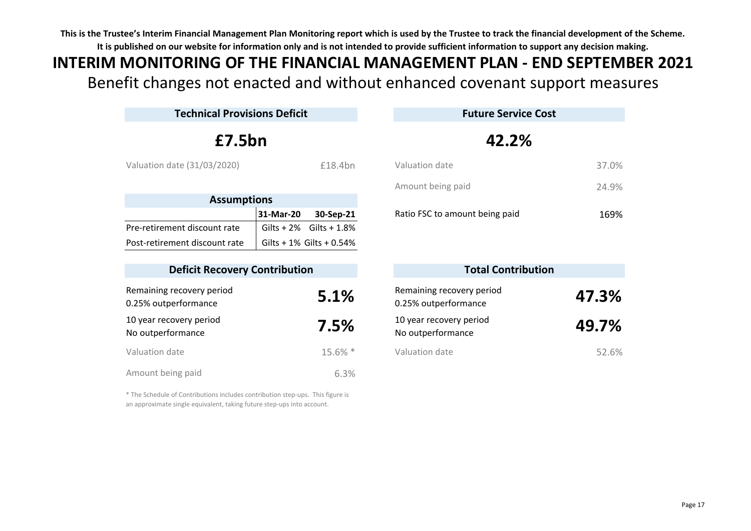**This is the Trustee's Interim Financial Management Plan Monitoring report which is used by the Trustee to track the financial development of the Scheme. It is published on our website for information only and is not intended to provide sufficient information to support any decision making.**

# INTERIM MONITORING OF THE FINANCIAL MANAGEMENT PLAN - END SEPTEMBER 2021

## Benefit changes not enacted and without enhanced covenant support measures

### Technical Provisions Deficit

**£7.5bn**

| | |
|---|---|
| Valuation date (31/03/2020) | £18.4bn |

### Assumptions

| | 31-Mar-20 | 30-Sep-21 |
|---|---|---|
| Pre-retirement discount rate | Gilts + 2% | Gilts + 1.8% |
| Post-retirement discount rate | Gilts + 1% | Gilts + 0.54% |

### Future Service Cost

**42.2%**

| | |
|---|---|
| Valuation date | 37.0% |
| Amount being paid | 24.9% |
| Ratio FSC to amount being paid | 169% |

### Deficit Recovery Contribution

| | |
|---|---|
| Remaining recovery period<br>0.25% outperformance | **5.1%** |
| 10 year recovery period<br>No outperformance | **7.5%** |
| Valuation date | 15.6% * |
| Amount being paid | 6.3% |

\* The Schedule of Contributions includes contribution step-ups. This figure is an approximate single equivalent, taking future step-ups into account.

### Total Contribution

| | |
|---|---|
| Remaining recovery period<br>0.25% outperformance | **47.3%** |
| 10 year recovery period<br>No outperformance | **49.7%** |
| Valuation date | 52.6% |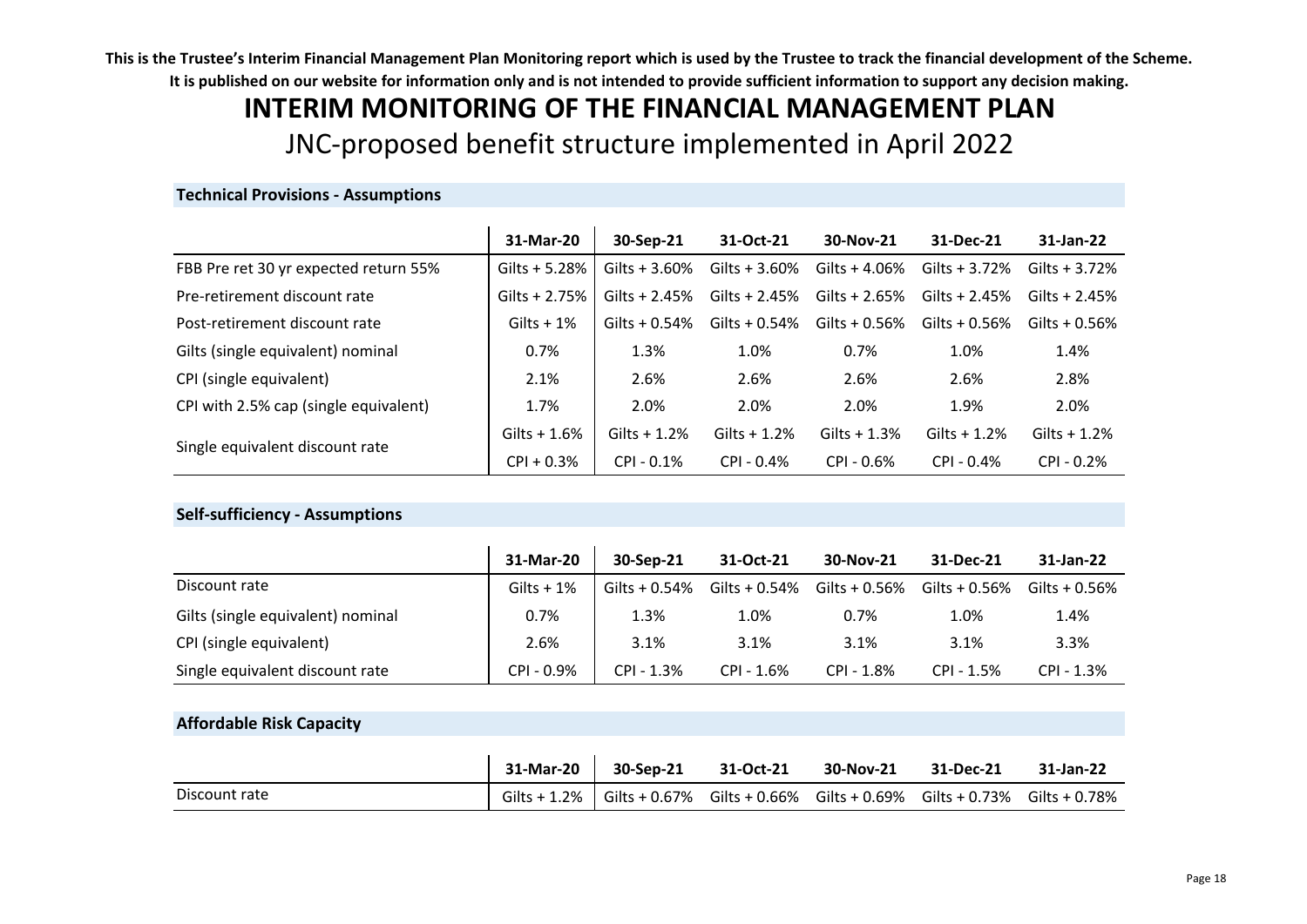**This is the Trustee's Interim Financial Management Plan Monitoring report which is used by the Trustee to track the financial development of the Scheme.**
**It is published on our website for information only and is not intended to provide sufficient information to support any decision making.**

# INTERIM MONITORING OF THE FINANCIAL MANAGEMENT PLAN

## JNC-proposed benefit structure implemented in April 2022

### Technical Provisions - Assumptions

| | 31-Mar-20 | 30-Sep-21 | 31-Oct-21 | 30-Nov-21 | 31-Dec-21 | 31-Jan-22 |
|---|---|---|---|---|---|---|
| FBB Pre ret 30 yr expected return 55% | Gilts + 5.28% | Gilts + 3.60% | Gilts + 3.60% | Gilts + 4.06% | Gilts + 3.72% | Gilts + 3.72% |
| Pre-retirement discount rate | Gilts + 2.75% | Gilts + 2.45% | Gilts + 2.45% | Gilts + 2.65% | Gilts + 2.45% | Gilts + 2.45% |
| Post-retirement discount rate | Gilts + 1% | Gilts + 0.54% | Gilts + 0.54% | Gilts + 0.56% | Gilts + 0.56% | Gilts + 0.56% |
| Gilts (single equivalent) nominal | 0.7% | 1.3% | 1.0% | 0.7% | 1.0% | 1.4% |
| CPI (single equivalent) | 2.1% | 2.6% | 2.6% | 2.6% | 2.6% | 2.8% |
| CPI with 2.5% cap (single equivalent) | 1.7% | 2.0% | 2.0% | 2.0% | 1.9% | 2.0% |
| Single equivalent discount rate | Gilts + 1.6% | Gilts + 1.2% | Gilts + 1.2% | Gilts + 1.3% | Gilts + 1.2% | Gilts + 1.2% |
| | CPI + 0.3% | CPI - 0.1% | CPI - 0.4% | CPI - 0.6% | CPI - 0.4% | CPI - 0.2% |

### Self-sufficiency - Assumptions

| | 31-Mar-20 | 30-Sep-21 | 31-Oct-21 | 30-Nov-21 | 31-Dec-21 | 31-Jan-22 |
|---|---|---|---|---|---|---|
| Discount rate | Gilts + 1% | Gilts + 0.54% | Gilts + 0.54% | Gilts + 0.56% | Gilts + 0.56% | Gilts + 0.56% |
| Gilts (single equivalent) nominal | 0.7% | 1.3% | 1.0% | 0.7% | 1.0% | 1.4% |
| CPI (single equivalent) | 2.6% | 3.1% | 3.1% | 3.1% | 3.1% | 3.3% |
| Single equivalent discount rate | CPI - 0.9% | CPI - 1.3% | CPI - 1.6% | CPI - 1.8% | CPI - 1.5% | CPI - 1.3% |

### Affordable Risk Capacity

| | 31-Mar-20 | 30-Sep-21 | 31-Oct-21 | 30-Nov-21 | 31-Dec-21 | 31-Jan-22 |
|---|---|---|---|---|---|---|
| Discount rate | Gilts + 1.2% | Gilts + 0.67% | Gilts + 0.66% | Gilts + 0.69% | Gilts + 0.73% | Gilts + 0.78% |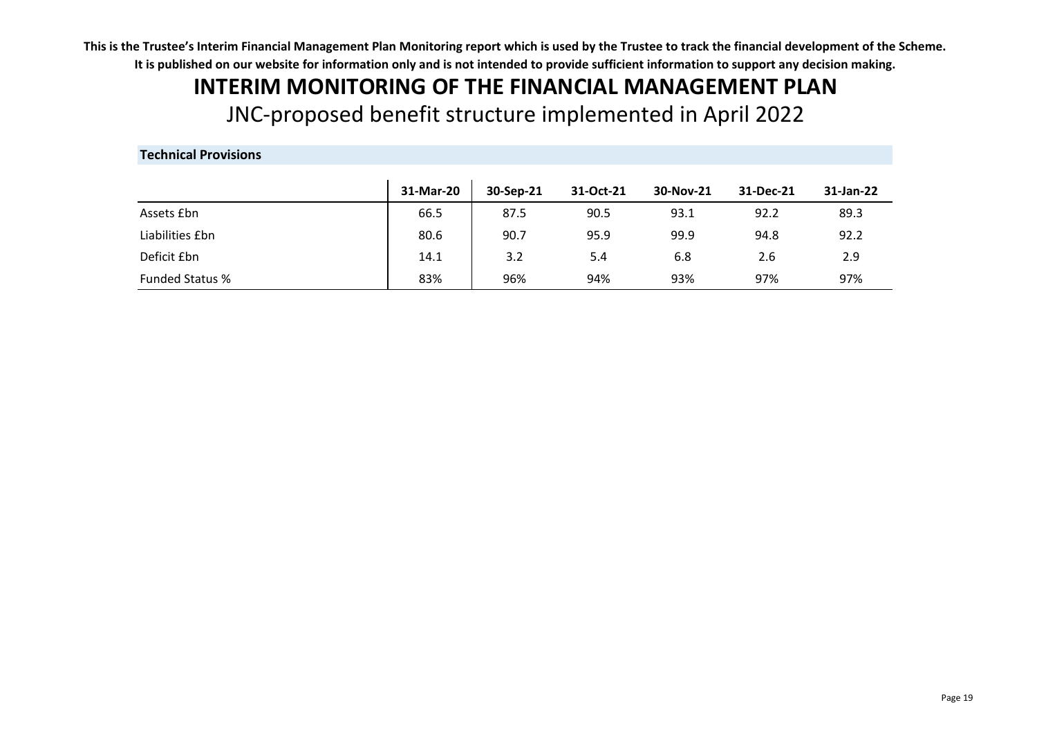**This is the Trustee's Interim Financial Management Plan Monitoring report which is used by the Trustee to track the financial development of the Scheme. It is published on our website for information only and is not intended to provide sufficient information to support any decision making.**

# INTERIM MONITORING OF THE FINANCIAL MANAGEMENT PLAN

## JNC-proposed benefit structure implemented in April 2022

### Technical Provisions

| | 31-Mar-20 | 30-Sep-21 | 31-Oct-21 | 30-Nov-21 | 31-Dec-21 | 31-Jan-22 |
|---|---|---|---|---|---|---|
| Assets £bn | 66.5 | 87.5 | 90.5 | 93.1 | 92.2 | 89.3 |
| Liabilities £bn | 80.6 | 90.7 | 95.9 | 99.9 | 94.8 | 92.2 |
| Deficit £bn | 14.1 | 3.2 | 5.4 | 6.8 | 2.6 | 2.9 |
| Funded Status % | 83% | 96% | 94% | 93% | 97% | 97% |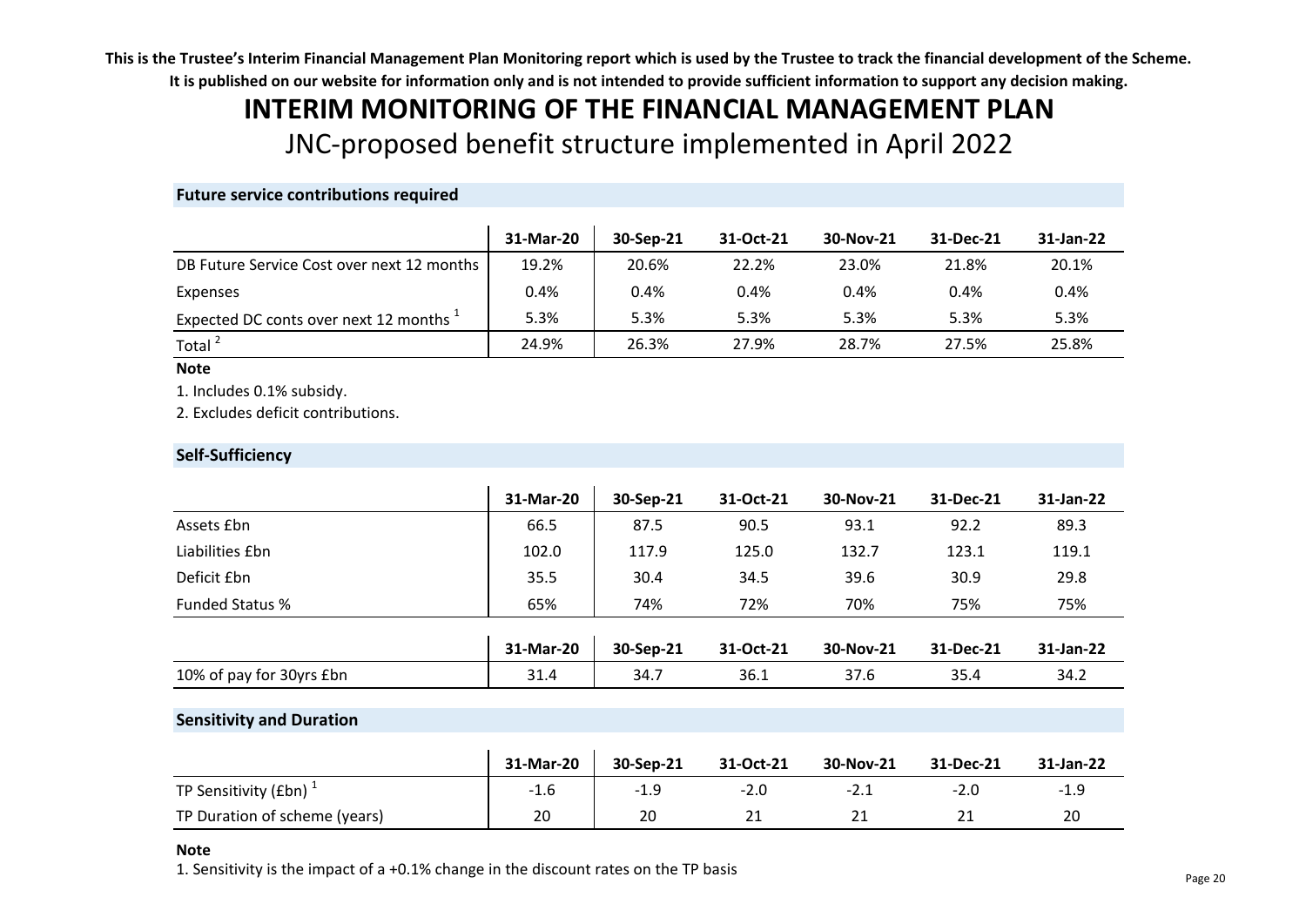**This is the Trustee's Interim Financial Management Plan Monitoring report which is used by the Trustee to track the financial development of the Scheme. It is published on our website for information only and is not intended to provide sufficient information to support any decision making.**

# INTERIM MONITORING OF THE FINANCIAL MANAGEMENT PLAN

## JNC-proposed benefit structure implemented in April 2022

### Future service contributions required

| | 31-Mar-20 | 30-Sep-21 | 31-Oct-21 | 30-Nov-21 | 31-Dec-21 | 31-Jan-22 |
|---|---|---|---|---|---|---|
| DB Future Service Cost over next 12 months | 19.2% | 20.6% | 22.2% | 23.0% | 21.8% | 20.1% |
| Expenses | 0.4% | 0.4% | 0.4% | 0.4% | 0.4% | 0.4% |
| Expected DC conts over next 12 months [1] | 5.3% | 5.3% | 5.3% | 5.3% | 5.3% | 5.3% |
| Total [2] | 24.9% | 26.3% | 27.9% | 28.7% | 27.5% | 25.8% |

**Note**

1. Includes 0.1% subsidy.
2. Excludes deficit contributions.

### Self-Sufficiency

| | 31-Mar-20 | 30-Sep-21 | 31-Oct-21 | 30-Nov-21 | 31-Dec-21 | 31-Jan-22 |
|---|---|---|---|---|---|---|
| Assets £bn | 66.5 | 87.5 | 90.5 | 93.1 | 92.2 | 89.3 |
| Liabilities £bn | 102.0 | 117.9 | 125.0 | 132.7 | 123.1 | 119.1 |
| Deficit £bn | 35.5 | 30.4 | 34.5 | 39.6 | 30.9 | 29.8 |
| Funded Status % | 65% | 74% | 72% | 70% | 75% | 75% |

| | 31-Mar-20 | 30-Sep-21 | 31-Oct-21 | 30-Nov-21 | 31-Dec-21 | 31-Jan-22 |
|---|---|---|---|---|---|---|
| 10% of pay for 30yrs £bn | 31.4 | 34.7 | 36.1 | 37.6 | 35.4 | 34.2 |

### Sensitivity and Duration

| | 31-Mar-20 | 30-Sep-21 | 31-Oct-21 | 30-Nov-21 | 31-Dec-21 | 31-Jan-22 |
|---|---|---|---|---|---|---|
| TP Sensitivity (£bn) [1] | -1.6 | -1.9 | -2.0 | -2.1 | -2.0 | -1.9 |
| TP Duration of scheme (years) | 20 | 20 | 21 | 21 | 21 | 20 |

**Note**

1. Sensitivity is the impact of a +0.1% change in the discount rates on the TP basis